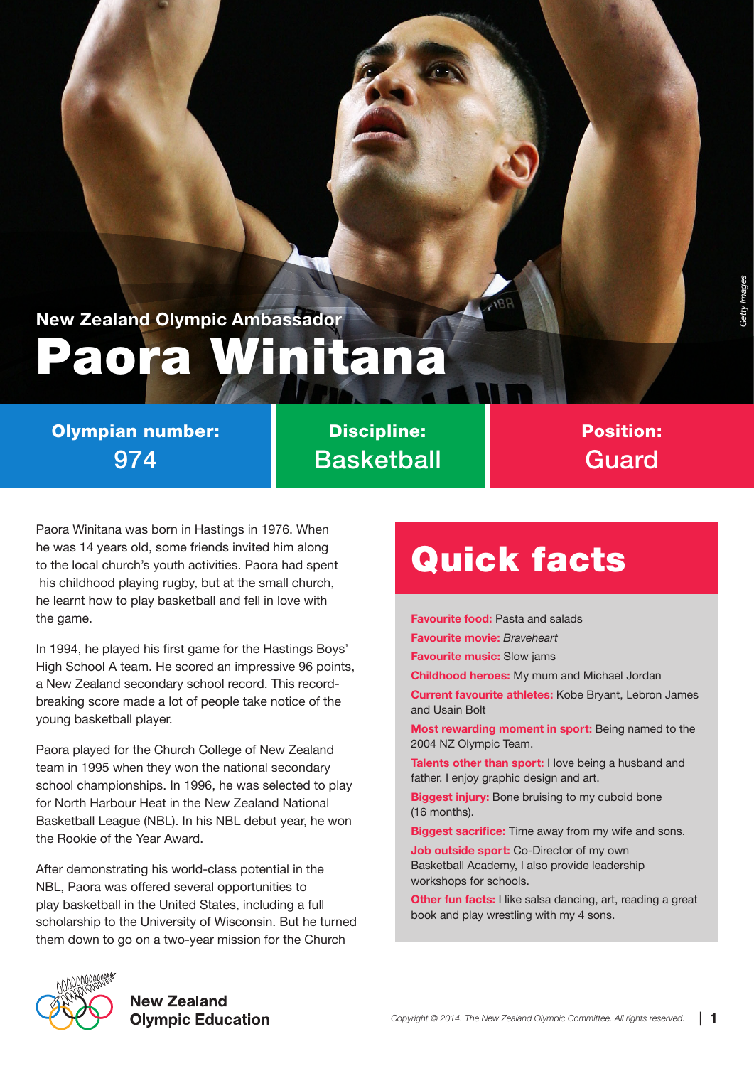New Zealand Olympic Ambassador

# Paora Winitana

| Olympian number: | Discipline: | Position: |
| --- | --- | --- |
| 974 | Basketball | Guard |

Paora Winitana was born in Hastings in 1976. When he was 14 years old, some friends invited him along to the local church's youth activities. Paora had spent his childhood playing rugby, but at the small church, he learnt how to play basketball and fell in love with the game.

In 1994, he played his first game for the Hastings Boys' High School A team. He scored an impressive 96 points, a New Zealand secondary school record. This record-breaking score made a lot of people take notice of the young basketball player.

Paora played for the Church College of New Zealand team in 1995 when they won the national secondary school championships. In 1996, he was selected to play for North Harbour Heat in the New Zealand National Basketball League (NBL). In his NBL debut year, he won the Rookie of the Year Award.

After demonstrating his world-class potential in the NBL, Paora was offered several opportunities to play basketball in the United States, including a full scholarship to the University of Wisconsin. But he turned them down to go on a two-year mission for the Church

## Quick facts

**Favourite food:** Pasta and salads

**Favourite movie:** *Braveheart*

**Favourite music:** Slow jams

**Childhood heroes:** My mum and Michael Jordan

**Current favourite athletes:** Kobe Bryant, Lebron James and Usain Bolt

**Most rewarding moment in sport:** Being named to the 2004 NZ Olympic Team.

**Talents other than sport:** I love being a husband and father. I enjoy graphic design and art.

**Biggest injury:** Bone bruising to my cuboid bone (16 months).

**Biggest sacrifice:** Time away from my wife and sons.

**Job outside sport:** Co-Director of my own Basketball Academy, I also provide leadership workshops for schools.

**Other fun facts:** I like salsa dancing, art, reading a great book and play wrestling with my 4 sons.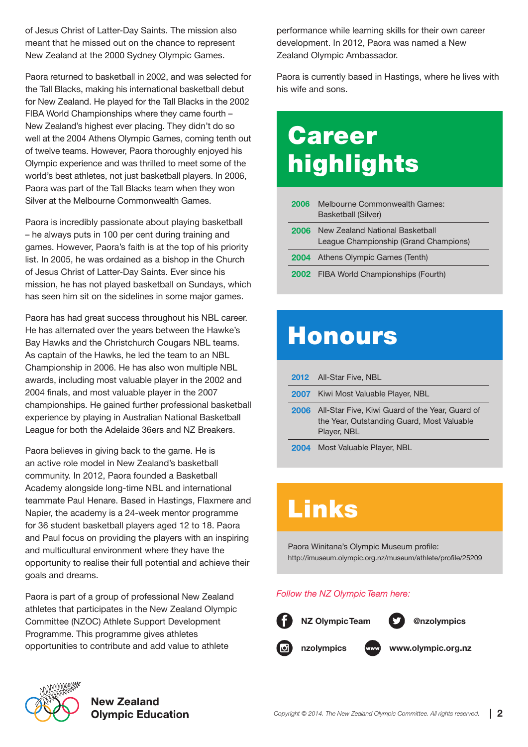of Jesus Christ of Latter-Day Saints. The mission also meant that he missed out on the chance to represent New Zealand at the 2000 Sydney Olympic Games.

Paora returned to basketball in 2002, and was selected for the Tall Blacks, making his international basketball debut for New Zealand. He played for the Tall Blacks in the 2002 FIBA World Championships where they came fourth – New Zealand's highest ever placing. They didn't do so well at the 2004 Athens Olympic Games, coming tenth out of twelve teams. However, Paora thoroughly enjoyed his Olympic experience and was thrilled to meet some of the world's best athletes, not just basketball players. In 2006, Paora was part of the Tall Blacks team when they won Silver at the Melbourne Commonwealth Games.

Paora is incredibly passionate about playing basketball – he always puts in 100 per cent during training and games. However, Paora's faith is at the top of his priority list. In 2005, he was ordained as a bishop in the Church of Jesus Christ of Latter-Day Saints. Ever since his mission, he has not played basketball on Sundays, which has seen him sit on the sidelines in some major games.

Paora has had great success throughout his NBL career. He has alternated over the years between the Hawke's Bay Hawks and the Christchurch Cougars NBL teams. As captain of the Hawks, he led the team to an NBL Championship in 2006. He has also won multiple NBL awards, including most valuable player in the 2002 and 2004 finals, and most valuable player in the 2007 championships. He gained further professional basketball experience by playing in Australian National Basketball League for both the Adelaide 36ers and NZ Breakers.

Paora believes in giving back to the game. He is an active role model in New Zealand's basketball community. In 2012, Paora founded a Basketball Academy alongside long-time NBL and international teammate Paul Henare. Based in Hastings, Flaxmere and Napier, the academy is a 24-week mentor programme for 36 student basketball players aged 12 to 18. Paora and Paul focus on providing the players with an inspiring and multicultural environment where they have the opportunity to realise their full potential and achieve their goals and dreams.

Paora is part of a group of professional New Zealand athletes that participates in the New Zealand Olympic Committee (NZOC) Athlete Support Development Programme. This programme gives athletes opportunities to contribute and add value to athlete performance while learning skills for their own career development. In 2012, Paora was named a New Zealand Olympic Ambassador.

Paora is currently based in Hastings, where he lives with his wife and sons.

# Career highlights

| | |
|---|---|
| **2006** | Melbourne Commonwealth Games: Basketball (Silver) |
| **2006** | New Zealand National Basketball League Championship (Grand Champions) |
| **2004** | Athens Olympic Games (Tenth) |
| **2002** | FIBA World Championships (Fourth) |

# Honours

| | |
|---|---|
| **2012** | All-Star Five, NBL |
| **2007** | Kiwi Most Valuable Player, NBL |
| **2006** | All-Star Five, Kiwi Guard of the Year, Guard of the Year, Outstanding Guard, Most Valuable Player, NBL |
| **2004** | Most Valuable Player, NBL |

# Links

Paora Winitana's Olympic Museum profile:
http://imuseum.olympic.org.nz/museum/athlete/profile/25209

*Follow the NZ Olympic Team here:*

**NZ Olympic Team** **@nzolympics**

**nzolympics** **www.olympic.org.nz**

**New Zealand Olympic Education**

*Copyright © 2014. The New Zealand Olympic Committee. All rights reserved.*